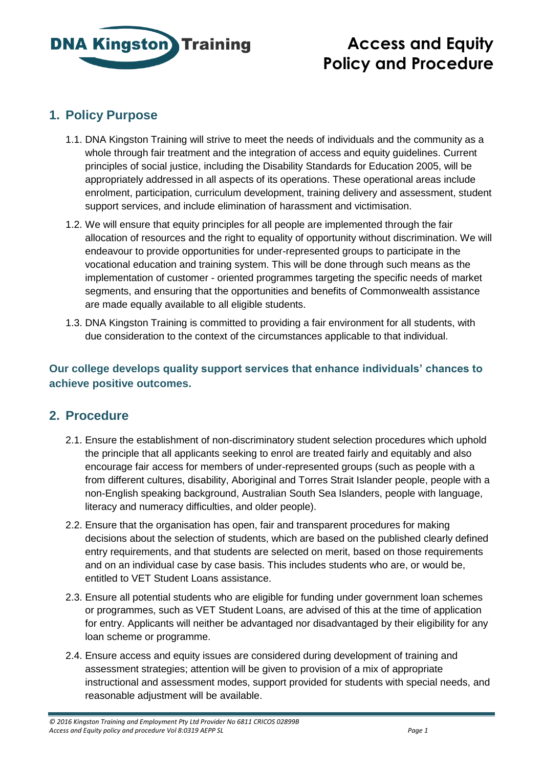DNA Kingston Training

# Access and Equity Policy and Procedure

## 1. Policy Purpose

1.1. DNA Kingston Training will strive to meet the needs of individuals and the community as a whole through fair treatment and the integration of access and equity guidelines. Current principles of social justice, including the Disability Standards for Education 2005, will be appropriately addressed in all aspects of its operations. These operational areas include enrolment, participation, curriculum development, training delivery and assessment, student support services, and include elimination of harassment and victimisation.

1.2. We will ensure that equity principles for all people are implemented through the fair allocation of resources and the right to equality of opportunity without discrimination. We will endeavour to provide opportunities for under-represented groups to participate in the vocational education and training system. This will be done through such means as the implementation of customer - oriented programmes targeting the specific needs of market segments, and ensuring that the opportunities and benefits of Commonwealth assistance are made equally available to all eligible students.

1.3. DNA Kingston Training is committed to providing a fair environment for all students, with due consideration to the context of the circumstances applicable to that individual.

**Our college develops quality support services that enhance individuals' chances to achieve positive outcomes.**

## 2. Procedure

2.1. Ensure the establishment of non-discriminatory student selection procedures which uphold the principle that all applicants seeking to enrol are treated fairly and equitably and also encourage fair access for members of under-represented groups (such as people with a from different cultures, disability, Aboriginal and Torres Strait Islander people, people with a non-English speaking background, Australian South Sea Islanders, people with language, literacy and numeracy difficulties, and older people).

2.2. Ensure that the organisation has open, fair and transparent procedures for making decisions about the selection of students, which are based on the published clearly defined entry requirements, and that students are selected on merit, based on those requirements and on an individual case by case basis. This includes students who are, or would be, entitled to VET Student Loans assistance.

2.3. Ensure all potential students who are eligible for funding under government loan schemes or programmes, such as VET Student Loans, are advised of this at the time of application for entry. Applicants will neither be advantaged nor disadvantaged by their eligibility for any loan scheme or programme.

2.4. Ensure access and equity issues are considered during development of training and assessment strategies; attention will be given to provision of a mix of appropriate instructional and assessment modes, support provided for students with special needs, and reasonable adjustment will be available.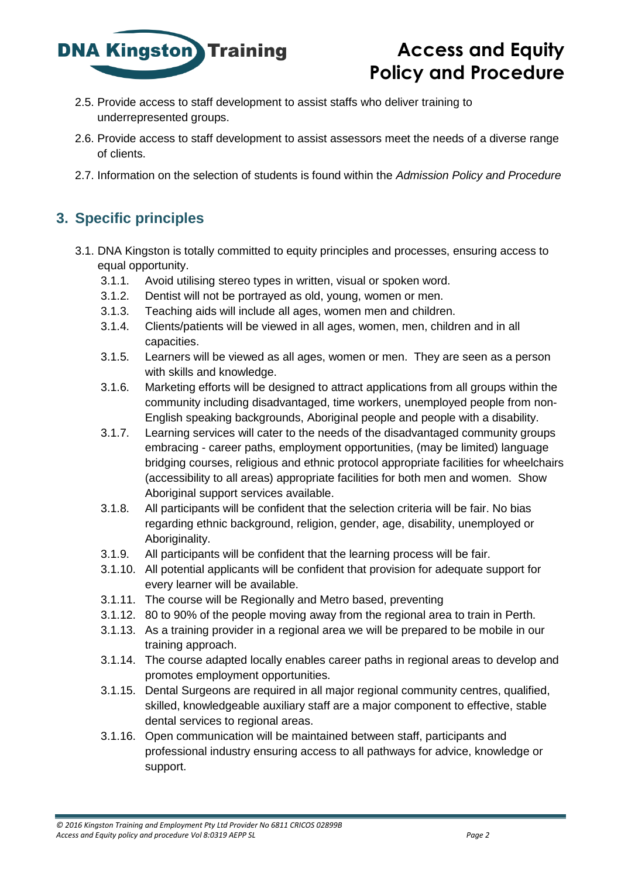2.5. Provide access to staff development to assist staffs who deliver training to underrepresented groups.

2.6. Provide access to staff development to assist assessors meet the needs of a diverse range of clients.

2.7. Information on the selection of students is found within the *Admission Policy and Procedure*

## 3. Specific principles

3.1. DNA Kingston is totally committed to equity principles and processes, ensuring access to equal opportunity.

- 3.1.1. Avoid utilising stereo types in written, visual or spoken word.
- 3.1.2. Dentist will not be portrayed as old, young, women or men.
- 3.1.3. Teaching aids will include all ages, women men and children.
- 3.1.4. Clients/patients will be viewed in all ages, women, men, children and in all capacities.
- 3.1.5. Learners will be viewed as all ages, women or men. They are seen as a person with skills and knowledge.
- 3.1.6. Marketing efforts will be designed to attract applications from all groups within the community including disadvantaged, time workers, unemployed people from non-English speaking backgrounds, Aboriginal people and people with a disability.
- 3.1.7. Learning services will cater to the needs of the disadvantaged community groups embracing - career paths, employment opportunities, (may be limited) language bridging courses, religious and ethnic protocol appropriate facilities for wheelchairs (accessibility to all areas) appropriate facilities for both men and women. Show Aboriginal support services available.
- 3.1.8. All participants will be confident that the selection criteria will be fair. No bias regarding ethnic background, religion, gender, age, disability, unemployed or Aboriginality.
- 3.1.9. All participants will be confident that the learning process will be fair.
- 3.1.10. All potential applicants will be confident that provision for adequate support for every learner will be available.
- 3.1.11. The course will be Regionally and Metro based, preventing
- 3.1.12. 80 to 90% of the people moving away from the regional area to train in Perth.
- 3.1.13. As a training provider in a regional area we will be prepared to be mobile in our training approach.
- 3.1.14. The course adapted locally enables career paths in regional areas to develop and promotes employment opportunities.
- 3.1.15. Dental Surgeons are required in all major regional community centres, qualified, skilled, knowledgeable auxiliary staff are a major component to effective, stable dental services to regional areas.
- 3.1.16. Open communication will be maintained between staff, participants and professional industry ensuring access to all pathways for advice, knowledge or support.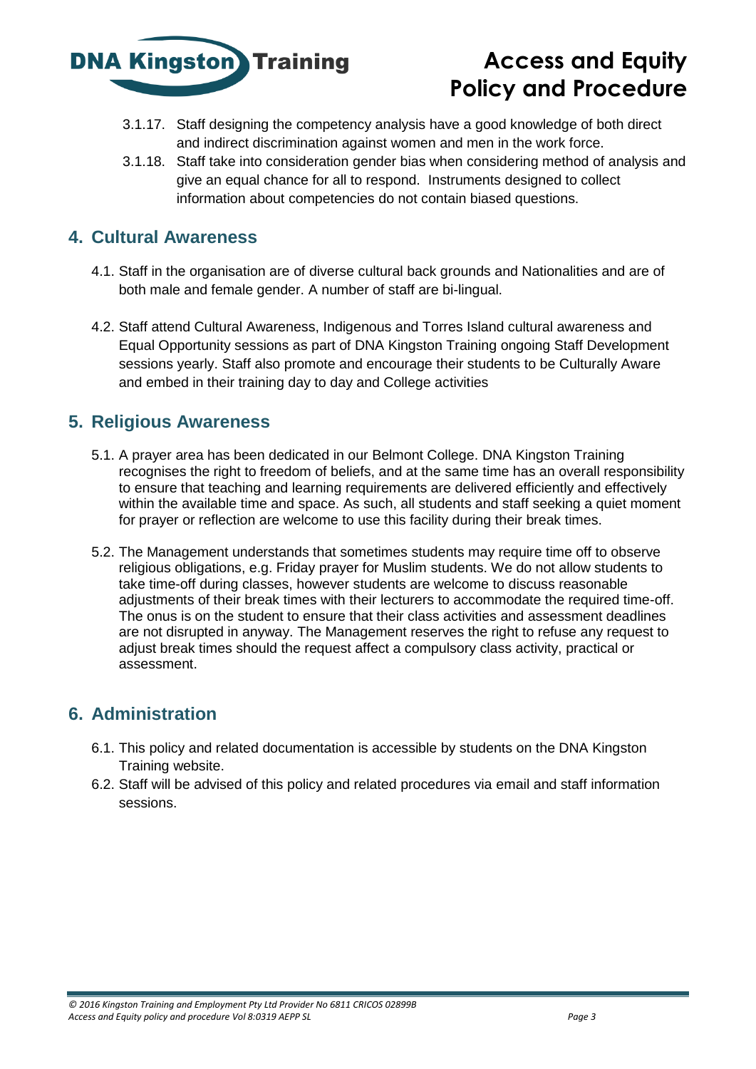3.1.17. Staff designing the competency analysis have a good knowledge of both direct and indirect discrimination against women and men in the work force.

3.1.18. Staff take into consideration gender bias when considering method of analysis and give an equal chance for all to respond. Instruments designed to collect information about competencies do not contain biased questions.

## 4. Cultural Awareness

4.1. Staff in the organisation are of diverse cultural back grounds and Nationalities and are of both male and female gender. A number of staff are bi-lingual.

4.2. Staff attend Cultural Awareness, Indigenous and Torres Island cultural awareness and Equal Opportunity sessions as part of DNA Kingston Training ongoing Staff Development sessions yearly. Staff also promote and encourage their students to be Culturally Aware and embed in their training day to day and College activities

## 5. Religious Awareness

5.1. A prayer area has been dedicated in our Belmont College. DNA Kingston Training recognises the right to freedom of beliefs, and at the same time has an overall responsibility to ensure that teaching and learning requirements are delivered efficiently and effectively within the available time and space. As such, all students and staff seeking a quiet moment for prayer or reflection are welcome to use this facility during their break times.

5.2. The Management understands that sometimes students may require time off to observe religious obligations, e.g. Friday prayer for Muslim students. We do not allow students to take time-off during classes, however students are welcome to discuss reasonable adjustments of their break times with their lecturers to accommodate the required time-off. The onus is on the student to ensure that their class activities and assessment deadlines are not disrupted in anyway. The Management reserves the right to refuse any request to adjust break times should the request affect a compulsory class activity, practical or assessment.

## 6. Administration

6.1. This policy and related documentation is accessible by students on the DNA Kingston Training website.

6.2. Staff will be advised of this policy and related procedures via email and staff information sessions.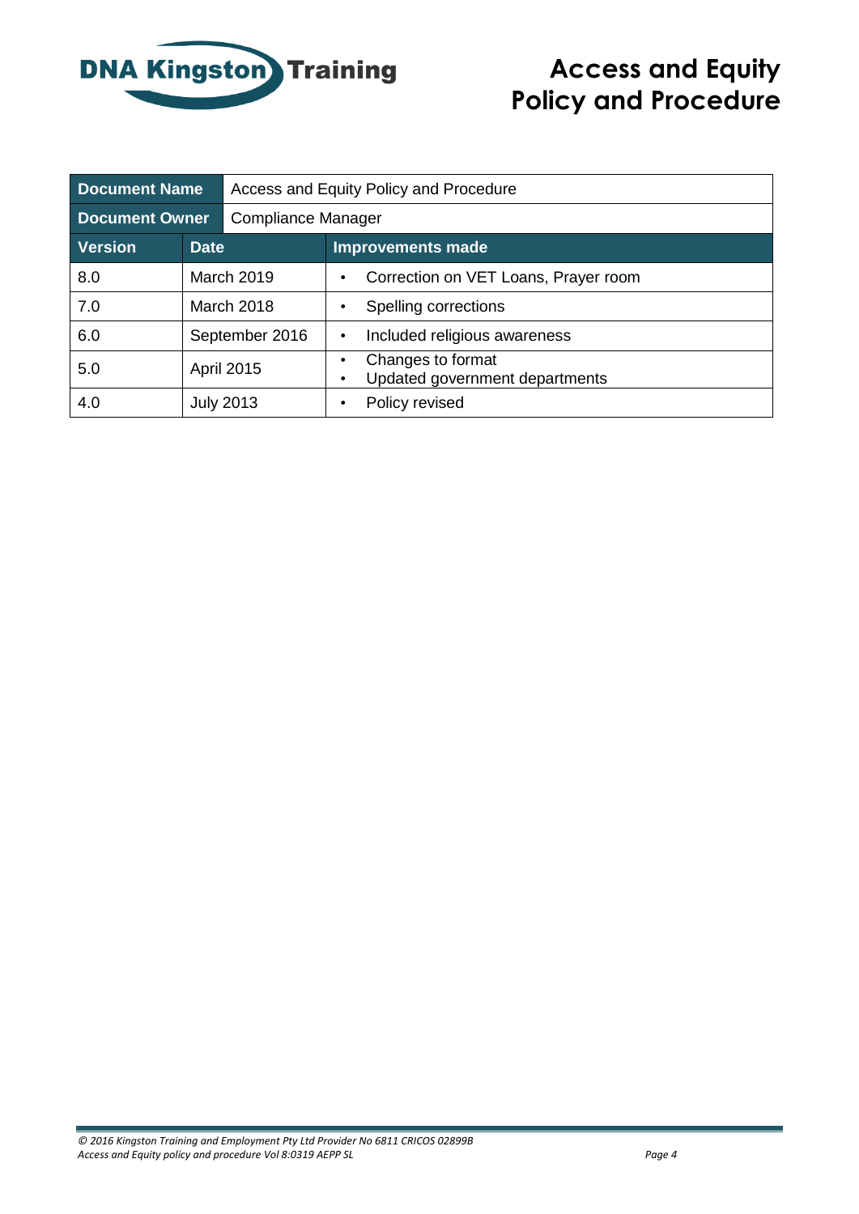| Document Name | Access and Equity Policy and Procedure | |
|---|---|---|
| Document Owner | Compliance Manager | |
| **Version** | **Date** | **Improvements made** |
| 8.0 | March 2019 | • Correction on VET Loans, Prayer room |
| 7.0 | March 2018 | • Spelling corrections |
| 6.0 | September 2016 | • Included religious awareness |
| 5.0 | April 2015 | • Changes to format<br>• Updated government departments |
| 4.0 | July 2013 | • Policy revised |